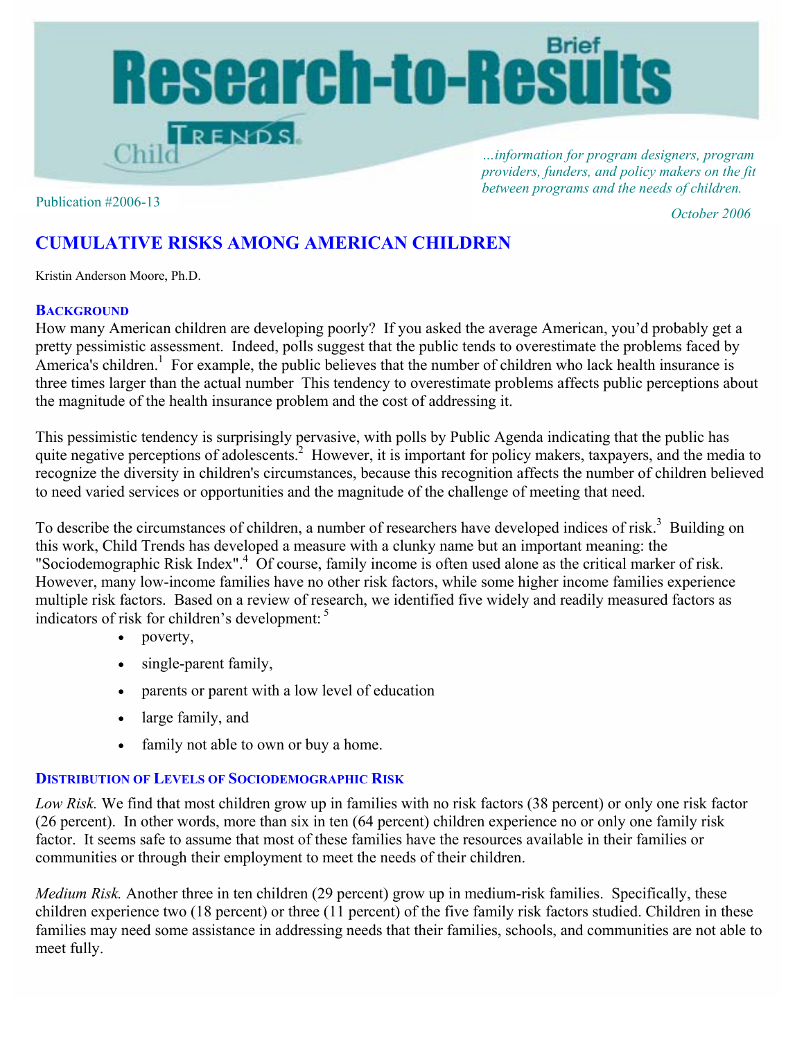# Research-to-Results Brief

Child Trends

*...information for program designers, program providers, funders, and policy makers on the fit between programs and the needs of children.*

Publication #2006-13

*October 2006*

## CUMULATIVE RISKS AMONG AMERICAN CHILDREN

Kristin Anderson Moore, Ph.D.

### BACKGROUND

How many American children are developing poorly? If you asked the average American, you'd probably get a pretty pessimistic assessment. Indeed, polls suggest that the public tends to overestimate the problems faced by America's children.[1] For example, the public believes that the number of children who lack health insurance is three times larger than the actual number This tendency to overestimate problems affects public perceptions about the magnitude of the health insurance problem and the cost of addressing it.

This pessimistic tendency is surprisingly pervasive, with polls by Public Agenda indicating that the public has quite negative perceptions of adolescents.[2] However, it is important for policy makers, taxpayers, and the media to recognize the diversity in children's circumstances, because this recognition affects the number of children believed to need varied services or opportunities and the magnitude of the challenge of meeting that need.

To describe the circumstances of children, a number of researchers have developed indices of risk.[3] Building on this work, Child Trends has developed a measure with a clunky name but an important meaning: the "Sociodemographic Risk Index".[4] Of course, family income is often used alone as the critical marker of risk. However, many low-income families have no other risk factors, while some higher income families experience multiple risk factors. Based on a review of research, we identified five widely and readily measured factors as indicators of risk for children's development: [5]

- poverty,
- single-parent family,
- parents or parent with a low level of education
- large family, and
- family not able to own or buy a home.

### DISTRIBUTION OF LEVELS OF SOCIODEMOGRAPHIC RISK

*Low Risk.* We find that most children grow up in families with no risk factors (38 percent) or only one risk factor (26 percent). In other words, more than six in ten (64 percent) children experience no or only one family risk factor. It seems safe to assume that most of these families have the resources available in their families or communities or through their employment to meet the needs of their children.

*Medium Risk.* Another three in ten children (29 percent) grow up in medium-risk families. Specifically, these children experience two (18 percent) or three (11 percent) of the five family risk factors studied. Children in these families may need some assistance in addressing needs that their families, schools, and communities are not able to meet fully.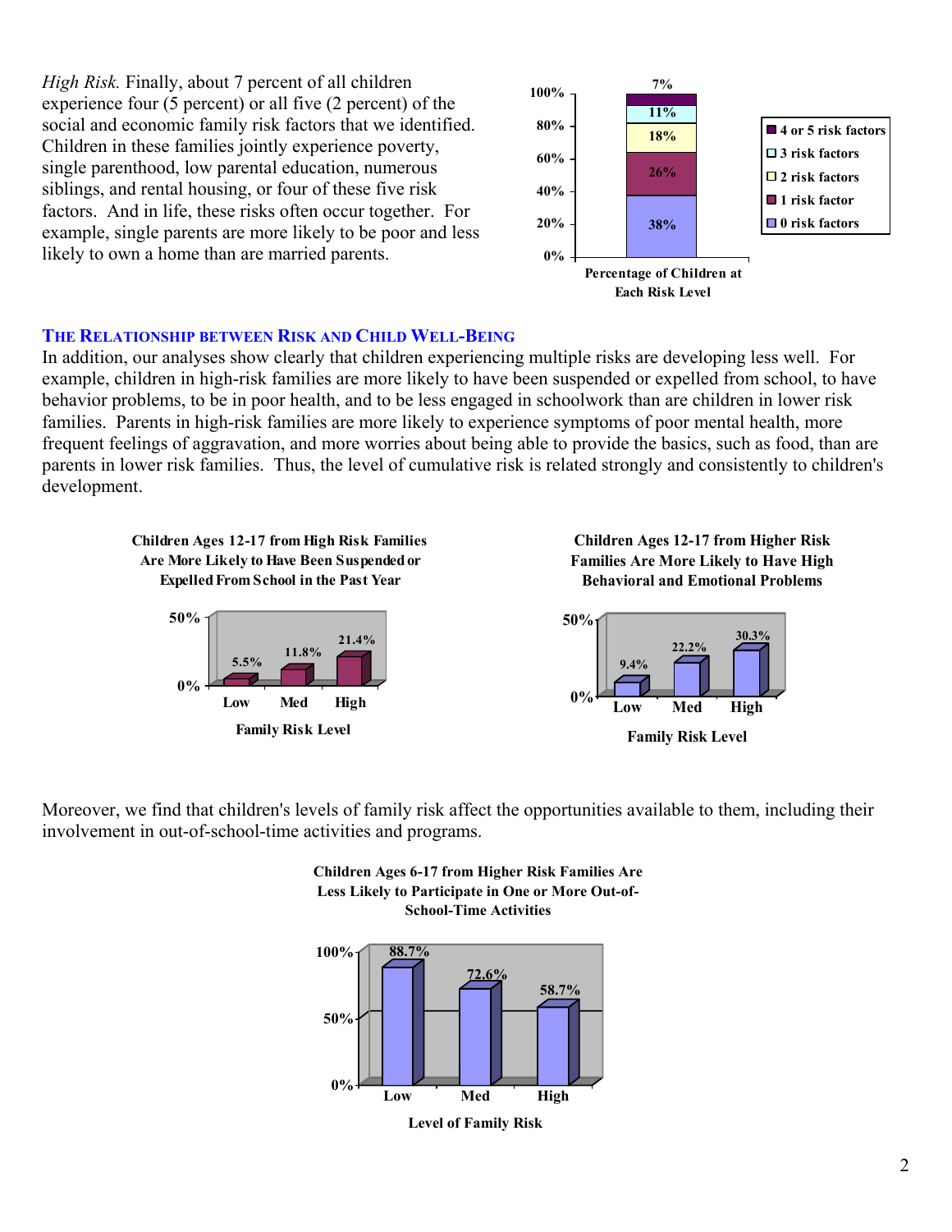*High Risk.* Finally, about 7 percent of all children experience four (5 percent) or all five (2 percent) of the social and economic family risk factors that we identified. Children in these families jointly experience poverty, single parenthood, low parental education, numerous siblings, and rental housing, or four of these five risk factors. And in life, these risks often occur together. For example, single parents are more likely to be poor and less likely to own a home than are married parents.

**Percentage of Children at Each Risk Level**

| Risk level | Percentage |
|---|---|
| 4 or 5 risk factors | 7% |
| 3 risk factors | 11% |
| 2 risk factors | 18% |
| 1 risk factor | 26% |
| 0 risk factors | 38% |

## The Relationship between Risk and Child Well-Being

In addition, our analyses show clearly that children experiencing multiple risks are developing less well. For example, children in high-risk families are more likely to have been suspended or expelled from school, to have behavior problems, to be in poor health, and to be less engaged in schoolwork than are children in lower risk families. Parents in high-risk families are more likely to experience symptoms of poor mental health, more frequent feelings of aggravation, and more worries about being able to provide the basics, such as food, than are parents in lower risk families. Thus, the level of cumulative risk is related strongly and consistently to children's development.

**Children Ages 12-17 from High Risk Families Are More Likely to Have Been Suspended or Expelled From School in the Past Year**

| Family Risk Level | Low | Med | High |
|---|---|---|---|
| Suspended or expelled | 5.5% | 11.8% | 21.4% |

**Children Ages 12-17 from Higher Risk Families Are More Likely to Have High Behavioral and Emotional Problems**

| Family Risk Level | Low | Med | High |
|---|---|---|---|
| High behavioral and emotional problems | 9.4% | 22.2% | 30.3% |

Moreover, we find that children's levels of family risk affect the opportunities available to them, including their involvement in out-of-school-time activities and programs.

**Children Ages 6-17 from Higher Risk Families Are Less Likely to Participate in One or More Out-of-School-Time Activities**

| Level of Family Risk | Low | Med | High |
|---|---|---|---|
| Participate in one or more activities | 88.7% | 72.6% | 58.7% |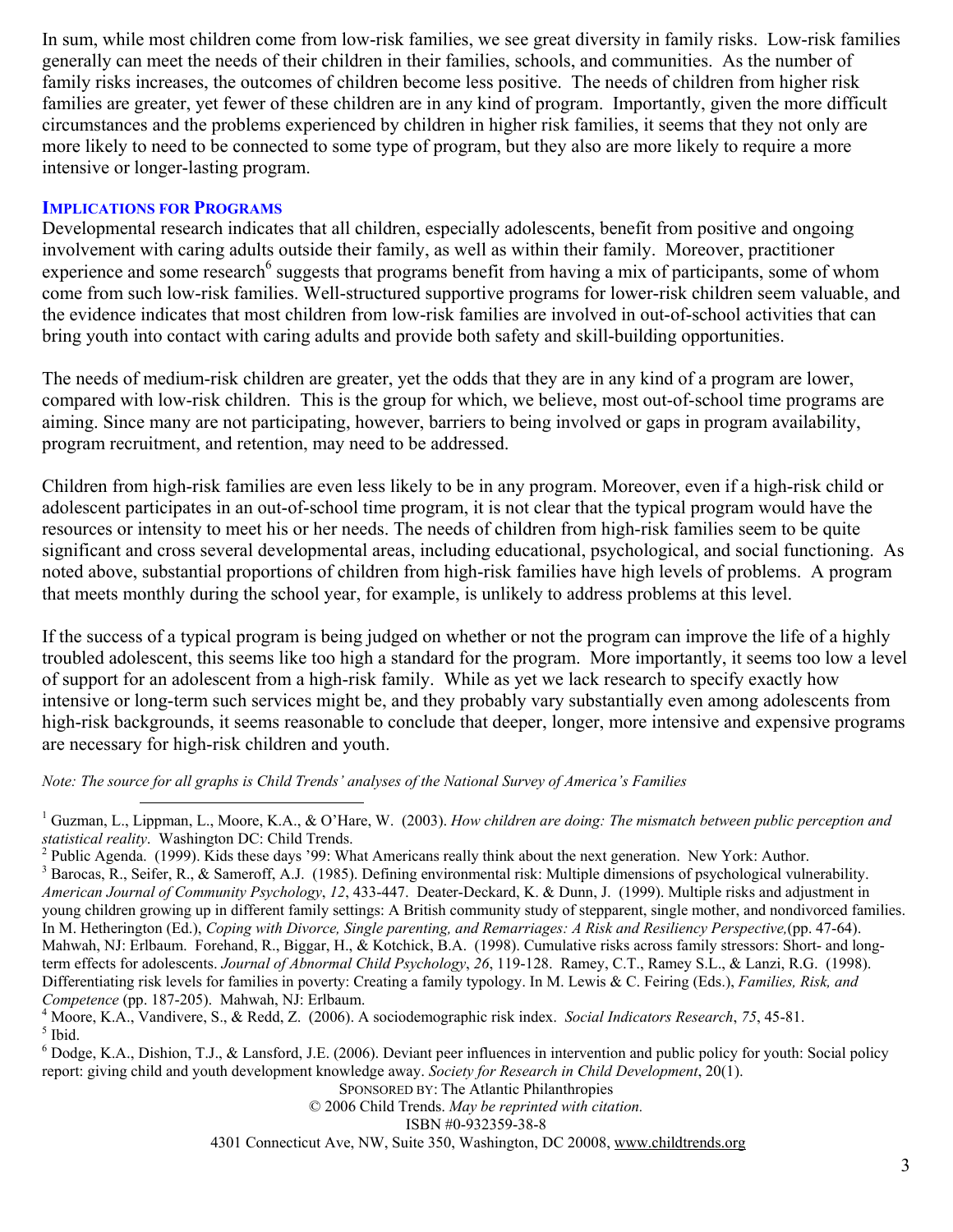In sum, while most children come from low-risk families, we see great diversity in family risks. Low-risk families generally can meet the needs of their children in their families, schools, and communities. As the number of family risks increases, the outcomes of children become less positive. The needs of children from higher risk families are greater, yet fewer of these children are in any kind of program. Importantly, given the more difficult circumstances and the problems experienced by children in higher risk families, it seems that they not only are more likely to need to be connected to some type of program, but they also are more likely to require a more intensive or longer-lasting program.

## IMPLICATIONS FOR PROGRAMS

Developmental research indicates that all children, especially adolescents, benefit from positive and ongoing involvement with caring adults outside their family, as well as within their family. Moreover, practitioner experience and some research[6] suggests that programs benefit from having a mix of participants, some of whom come from such low-risk families. Well-structured supportive programs for lower-risk children seem valuable, and the evidence indicates that most children from low-risk families are involved in out-of-school activities that can bring youth into contact with caring adults and provide both safety and skill-building opportunities.

The needs of medium-risk children are greater, yet the odds that they are in any kind of a program are lower, compared with low-risk children. This is the group for which, we believe, most out-of-school time programs are aiming. Since many are not participating, however, barriers to being involved or gaps in program availability, program recruitment, and retention, may need to be addressed.

Children from high-risk families are even less likely to be in any program. Moreover, even if a high-risk child or adolescent participates in an out-of-school time program, it is not clear that the typical program would have the resources or intensity to meet his or her needs. The needs of children from high-risk families seem to be quite significant and cross several developmental areas, including educational, psychological, and social functioning. As noted above, substantial proportions of children from high-risk families have high levels of problems. A program that meets monthly during the school year, for example, is unlikely to address problems at this level.

If the success of a typical program is being judged on whether or not the program can improve the life of a highly troubled adolescent, this seems like too high a standard for the program. More importantly, it seems too low a level of support for an adolescent from a high-risk family. While as yet we lack research to specify exactly how intensive or long-term such services might be, and they probably vary substantially even among adolescents from high-risk backgrounds, it seems reasonable to conclude that deeper, longer, more intensive and expensive programs are necessary for high-risk children and youth.

*Note: The source for all graphs is Child Trends' analyses of the National Survey of America's Families*

---

[1] Guzman, L., Lippman, L., Moore, K.A., & O'Hare, W. (2003). *How children are doing: The mismatch between public perception and statistical reality*. Washington DC: Child Trends.

[2] Public Agenda. (1999). Kids these days '99: What Americans really think about the next generation. New York: Author.

[3] Barocas, R., Seifer, R., & Sameroff, A.J. (1985). Defining environmental risk: Multiple dimensions of psychological vulnerability. *American Journal of Community Psychology*, *12*, 433-447. Deater-Deckard, K. & Dunn, J. (1999). Multiple risks and adjustment in young children growing up in different family settings: A British community study of stepparent, single mother, and nondivorced families. In M. Hetherington (Ed.), *Coping with Divorce, Single parenting, and Remarriages: A Risk and Resiliency Perspective,*(pp. 47-64). Mahwah, NJ: Erlbaum. Forehand, R., Biggar, H., & Kotchick, B.A. (1998). Cumulative risks across family stressors: Short- and long-term effects for adolescents. *Journal of Abnormal Child Psychology*, *26*, 119-128. Ramey, C.T., Ramey S.L., & Lanzi, R.G. (1998). Differentiating risk levels for families in poverty: Creating a family typology. In M. Lewis & C. Feiring (Eds.), *Families, Risk, and Competence* (pp. 187-205). Mahwah, NJ: Erlbaum.

[4] Moore, K.A., Vandivere, S., & Redd, Z. (2006). A sociodemographic risk index. *Social Indicators Research*, *75*, 45-81.

[5] Ibid.

[6] Dodge, K.A., Dishion, T.J., & Lansford, J.E. (2006). Deviant peer influences in intervention and public policy for youth: Social policy report: giving child and youth development knowledge away. *Society for Research in Child Development*, 20(1).

SPONSORED BY: The Atlantic Philanthropies

© 2006 Child Trends. *May be reprinted with citation.*

ISBN #0-932359-38-8

4301 Connecticut Ave, NW, Suite 350, Washington, DC 20008, www.childtrends.org